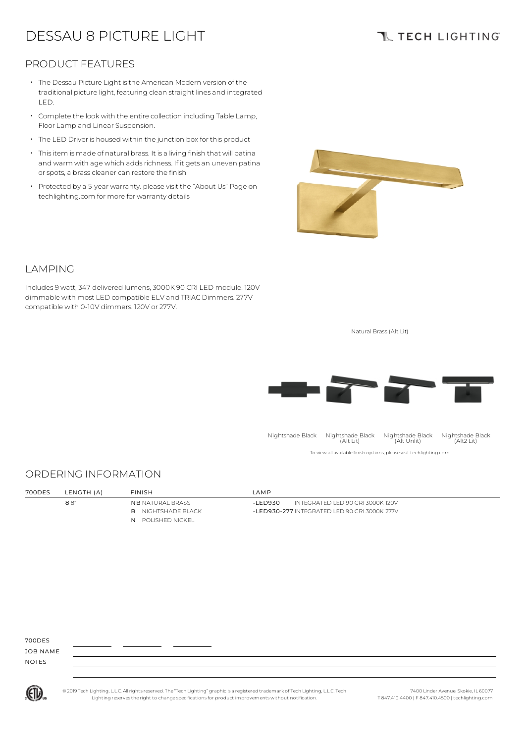# DESSAU 8 PICTURE LIGHT

TECH LIGHTING

## PRODUCT FEATURES

- The Dessau Picture Light is the American Modern version of the traditional picture light, featuring clean straight lines and integrated LED.
- Complete the look with the entire collection including Table Lamp, Floor Lamp and Linear Suspension.
- The LED Driver is housed within the junction box for this product
- This item is made of natural brass. It is a living finish that will patina and warm with age which adds richness. If it gets an uneven patina or spots, a brass cleaner can restore the finish
- Protected by a 5-year warranty. please visit the "About Us" Page on techlighting.com for more for warranty details

## LAMPING

Includes 9 watt, 347 delivered lumens, 3000K 90 CRI LED module. 120V dimmable with most LED compatible ELV and TRIAC Dimmers. 277V compatible with 0-10V dimmers. 120V or 277V.

Natural Brass (Alt Lit)

Nightshade Black | Nightshade Black (Alt Lit) | Nightshade Black (Alt Unlit) | Nightshade Black (Alt2 Lit)

To view all available finish options, please visit techlighting.com

## ORDERING INFORMATION

| 700DES | LENGTH (A) | FINISH | LAMP |
|---|---|---|---|
| | **8** 8" | **NB** NATURAL BRASS | **-LED930** INTEGRATED LED 90 CRI 3000K 120V |
| | | **B** NIGHTSHADE BLACK | **-LED930-277** INTEGRATED LED 90 CRI 3000K 277V |
| | | **N** POLISHED NICKEL | |

700DES ________ ________ ________

JOB NAME

NOTES

© 2019 Tech Lighting, L.L.C. All rights reserved. The "Tech Lighting" graphic is a registered trademark of Tech Lighting, L.L.C. Tech Lighting reserves the right to change specifications for product improvements without notification.

7400 Linder Avenue, Skokie, IL 60077
T 847.410.4400 | F 847.410.4500 | techlighting.com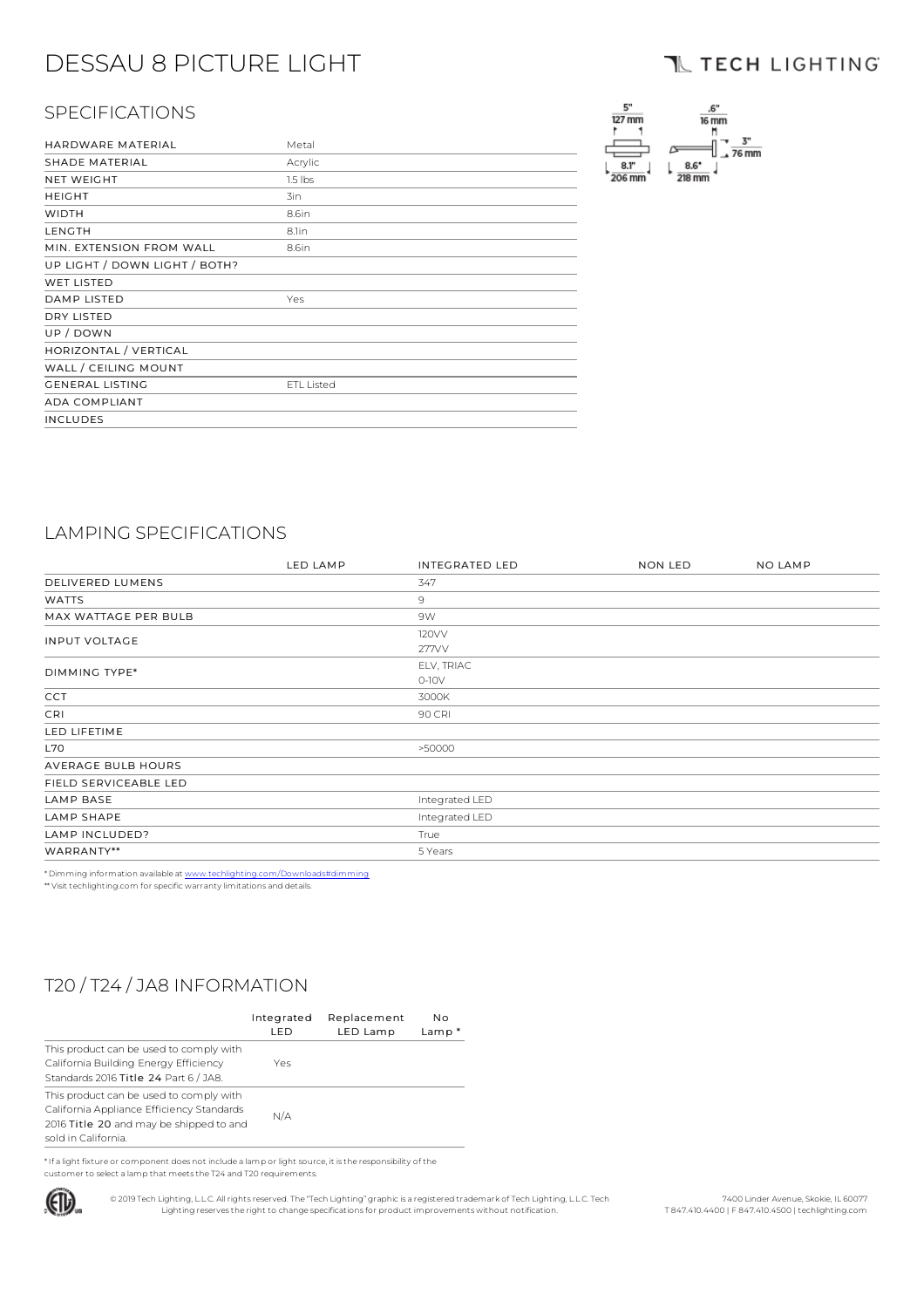# DESSAU 8 PICTURE LIGHT

TECH LIGHTING

## SPECIFICATIONS

| | |
|---|---|
| HARDWARE MATERIAL | Metal |
| SHADE MATERIAL | Acrylic |
| NET WEIGHT | 1.5 lbs |
| HEIGHT | 3in |
| WIDTH | 8.6in |
| LENGTH | 8.1in |
| MIN. EXTENSION FROM WALL | 8.6in |
| UP LIGHT / DOWN LIGHT / BOTH? | |
| WET LISTED | |
| DAMP LISTED | Yes |
| DRY LISTED | |
| UP / DOWN | |
| HORIZONTAL / VERTICAL | |
| WALL / CEILING MOUNT | |
| GENERAL LISTING | ETL Listed |
| ADA COMPLIANT | |
| INCLUDES | |

5"
127 mm

.6"
16 mm

3"
76 mm

8.1"
206 mm

8.6"
218 mm

## LAMPING SPECIFICATIONS

| | LED LAMP | INTEGRATED LED | NON LED | NO LAMP |
|---|---|---|---|---|
| DELIVERED LUMENS | | 347 | | |
| WATTS | | 9 | | |
| MAX WATTAGE PER BULB | | 9W | | |
| INPUT VOLTAGE | | 120VV<br>277VV | | |
| DIMMING TYPE* | | ELV, TRIAC<br>0-10V | | |
| CCT | | 3000K | | |
| CRI | | 90 CRI | | |
| LED LIFETIME | | | | |
| L70 | | >50000 | | |
| AVERAGE BULB HOURS | | | | |
| FIELD SERVICEABLE LED | | | | |
| LAMP BASE | | Integrated LED | | |
| LAMP SHAPE | | Integrated LED | | |
| LAMP INCLUDED? | | True | | |
| WARRANTY** | | 5 Years | | |

* Dimming information available at www.techlighting.com/Downloads#dimming
** Visit techlighting.com for specific warranty limitations and details.

## T20 / T24 / JA8 INFORMATION

| | Integrated LED | Replacement LED Lamp | No Lamp * |
|---|---|---|---|
| This product can be used to comply with California Building Energy Efficiency Standards 2016 Title 24 Part 6 / JA8. | Yes | | |
| This product can be used to comply with California Appliance Efficiency Standards 2016 Title 20 and may be shipped to and sold in California. | N/A | | |

* If a light fixture or component does not include a lamp or light source, it is the responsibility of the customer to select a lamp that meets the T24 and T20 requirements.

© 2019 Tech Lighting, L.L.C. All rights reserved. The "Tech Lighting" graphic is a registered trademark of Tech Lighting, L.L.C. Tech Lighting reserves the right to change specifications for product improvements without notification.

7400 Linder Avenue, Skokie, IL 60077
T 847.410.4400 | F 847.410.4500 | techlighting.com